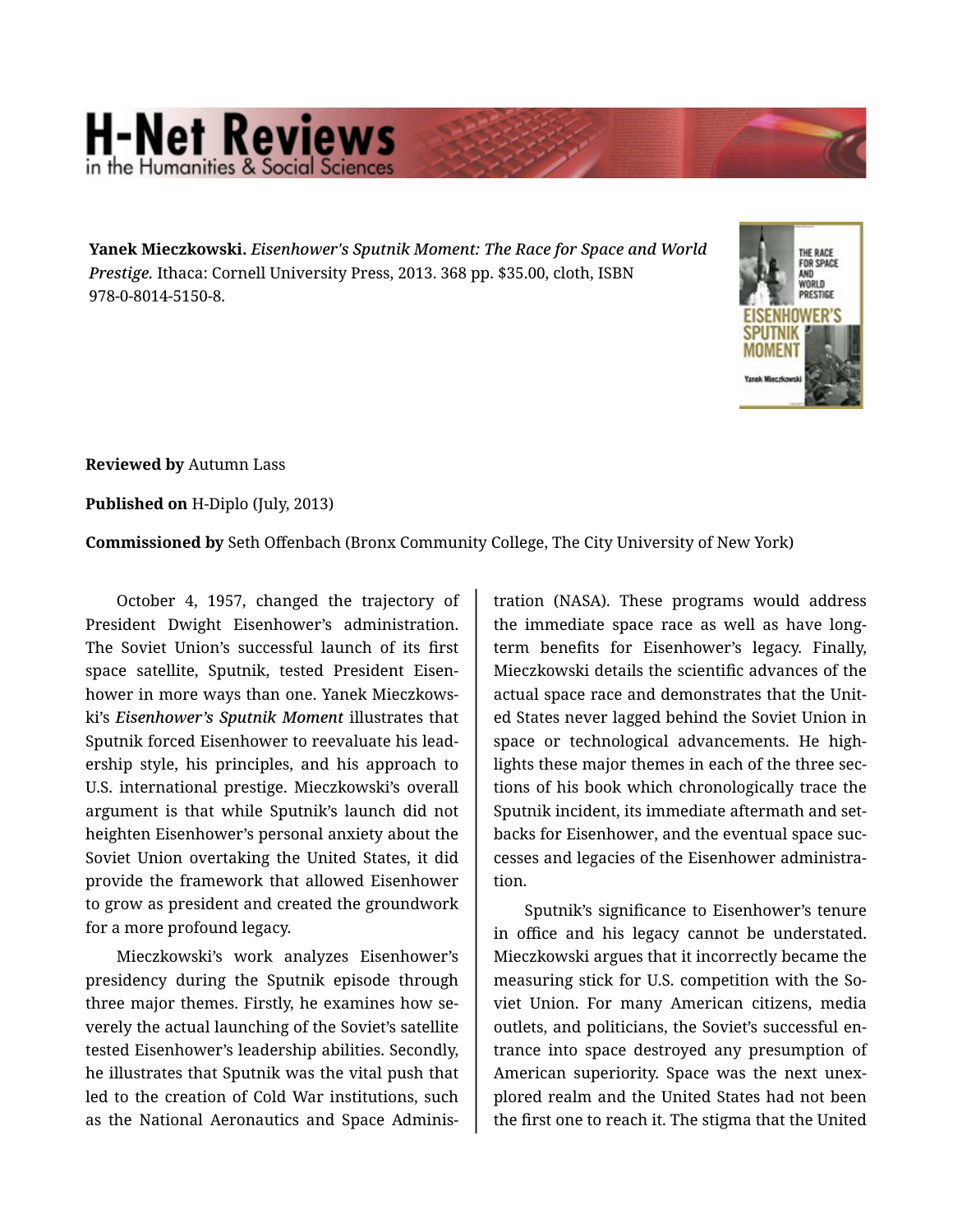**Yanek Mieczkowski.** *Eisenhower's Sputnik Moment: The Race for Space and World Prestige.* Ithaca: Cornell University Press, 2013. 368 pp. $35.00, cloth, ISBN 978-0-8014-5150-8.

**Reviewed by** Autumn Lass

**Published on** H-Diplo (July, 2013)

**Commissioned by** Seth Offenbach (Bronx Community College, The City University of New York)

October 4, 1957, changed the trajectory of President Dwight Eisenhower's administration. The Soviet Union's successful launch of its first space satellite, Sputnik, tested President Eisenhower in more ways than one. Yanek Mieczkowski's ***Eisenhower's Sputnik Moment*** illustrates that Sputnik forced Eisenhower to reevaluate his leadership style, his principles, and his approach to U.S. international prestige. Mieczkowski's overall argument is that while Sputnik's launch did not heighten Eisenhower's personal anxiety about the Soviet Union overtaking the United States, it did provide the framework that allowed Eisenhower to grow as president and created the groundwork for a more profound legacy.

Mieczkowski's work analyzes Eisenhower's presidency during the Sputnik episode through three major themes. Firstly, he examines how severely the actual launching of the Soviet's satellite tested Eisenhower's leadership abilities. Secondly, he illustrates that Sputnik was the vital push that led to the creation of Cold War institutions, such as the National Aeronautics and Space Administration (NASA). These programs would address the immediate space race as well as have long-term benefits for Eisenhower's legacy. Finally, Mieczkowski details the scientific advances of the actual space race and demonstrates that the United States never lagged behind the Soviet Union in space or technological advancements. He highlights these major themes in each of the three sections of his book which chronologically trace the Sputnik incident, its immediate aftermath and setbacks for Eisenhower, and the eventual space successes and legacies of the Eisenhower administration.

Sputnik's significance to Eisenhower's tenure in office and his legacy cannot be understated. Mieczkowski argues that it incorrectly became the measuring stick for U.S. competition with the Soviet Union. For many American citizens, media outlets, and politicians, the Soviet's successful entrance into space destroyed any presumption of American superiority. Space was the next unexplored realm and the United States had not been the first one to reach it. The stigma that the United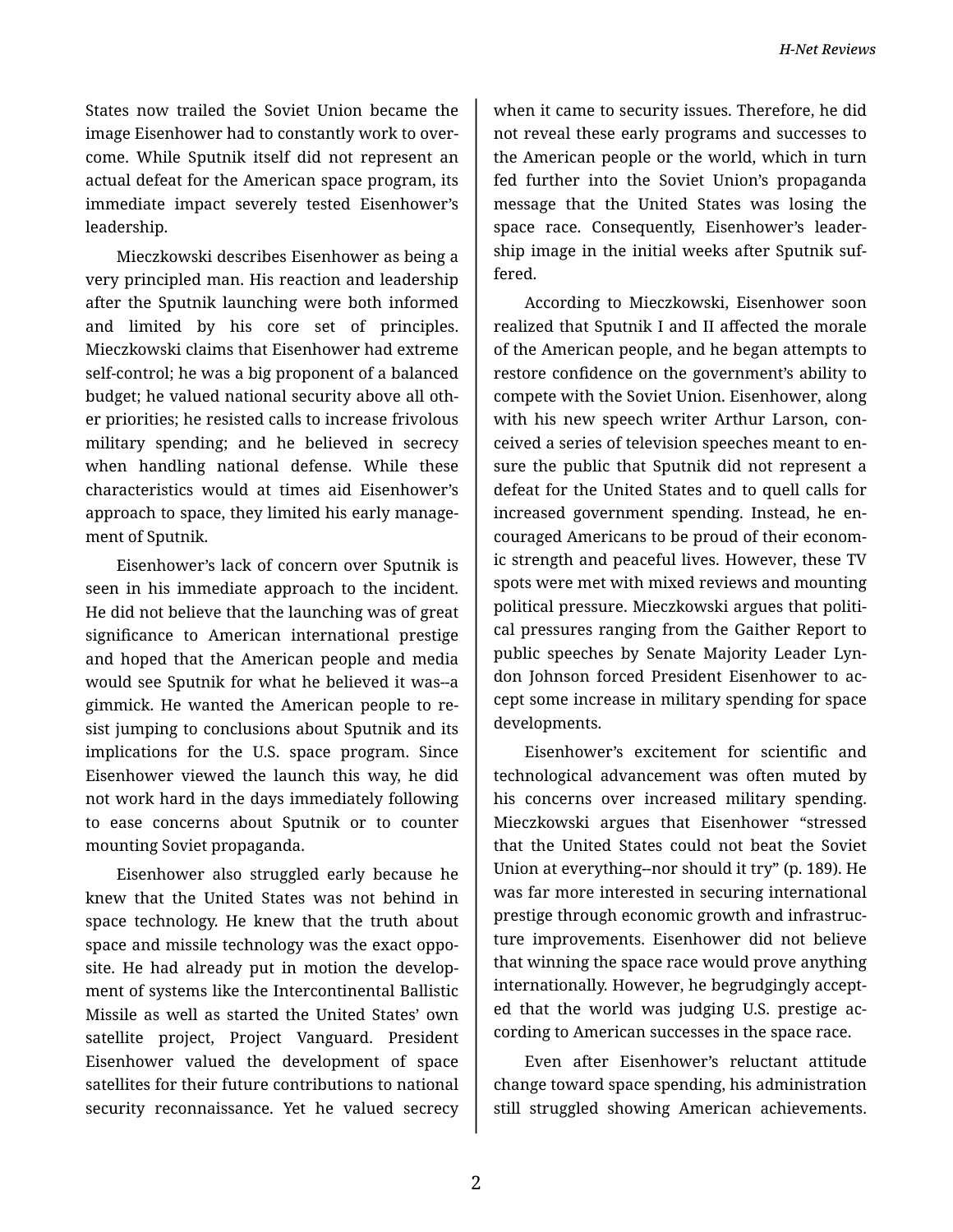States now trailed the Soviet Union became the image Eisenhower had to constantly work to overcome. While Sputnik itself did not represent an actual defeat for the American space program, its immediate impact severely tested Eisenhower's leadership.

Mieczkowski describes Eisenhower as being a very principled man. His reaction and leadership after the Sputnik launching were both informed and limited by his core set of principles. Mieczkowski claims that Eisenhower had extreme self-control; he was a big proponent of a balanced budget; he valued national security above all other priorities; he resisted calls to increase frivolous military spending; and he believed in secrecy when handling national defense. While these characteristics would at times aid Eisenhower's approach to space, they limited his early management of Sputnik.

Eisenhower's lack of concern over Sputnik is seen in his immediate approach to the incident. He did not believe that the launching was of great significance to American international prestige and hoped that the American people and media would see Sputnik for what he believed it was--a gimmick. He wanted the American people to resist jumping to conclusions about Sputnik and its implications for the U.S. space program. Since Eisenhower viewed the launch this way, he did not work hard in the days immediately following to ease concerns about Sputnik or to counter mounting Soviet propaganda.

Eisenhower also struggled early because he knew that the United States was not behind in space technology. He knew that the truth about space and missile technology was the exact opposite. He had already put in motion the development of systems like the Intercontinental Ballistic Missile as well as started the United States' own satellite project, Project Vanguard. President Eisenhower valued the development of space satellites for their future contributions to national security reconnaissance. Yet he valued secrecy when it came to security issues. Therefore, he did not reveal these early programs and successes to the American people or the world, which in turn fed further into the Soviet Union's propaganda message that the United States was losing the space race. Consequently, Eisenhower's leadership image in the initial weeks after Sputnik suffered.

According to Mieczkowski, Eisenhower soon realized that Sputnik I and II affected the morale of the American people, and he began attempts to restore confidence on the government's ability to compete with the Soviet Union. Eisenhower, along with his new speech writer Arthur Larson, conceived a series of television speeches meant to ensure the public that Sputnik did not represent a defeat for the United States and to quell calls for increased government spending. Instead, he encouraged Americans to be proud of their economic strength and peaceful lives. However, these TV spots were met with mixed reviews and mounting political pressure. Mieczkowski argues that political pressures ranging from the Gaither Report to public speeches by Senate Majority Leader Lyndon Johnson forced President Eisenhower to accept some increase in military spending for space developments.

Eisenhower's excitement for scientific and technological advancement was often muted by his concerns over increased military spending. Mieczkowski argues that Eisenhower "stressed that the United States could not beat the Soviet Union at everything--nor should it try" (p. 189). He was far more interested in securing international prestige through economic growth and infrastructure improvements. Eisenhower did not believe that winning the space race would prove anything internationally. However, he begrudgingly accepted that the world was judging U.S. prestige according to American successes in the space race.

Even after Eisenhower's reluctant attitude change toward space spending, his administration still struggled showing American achievements.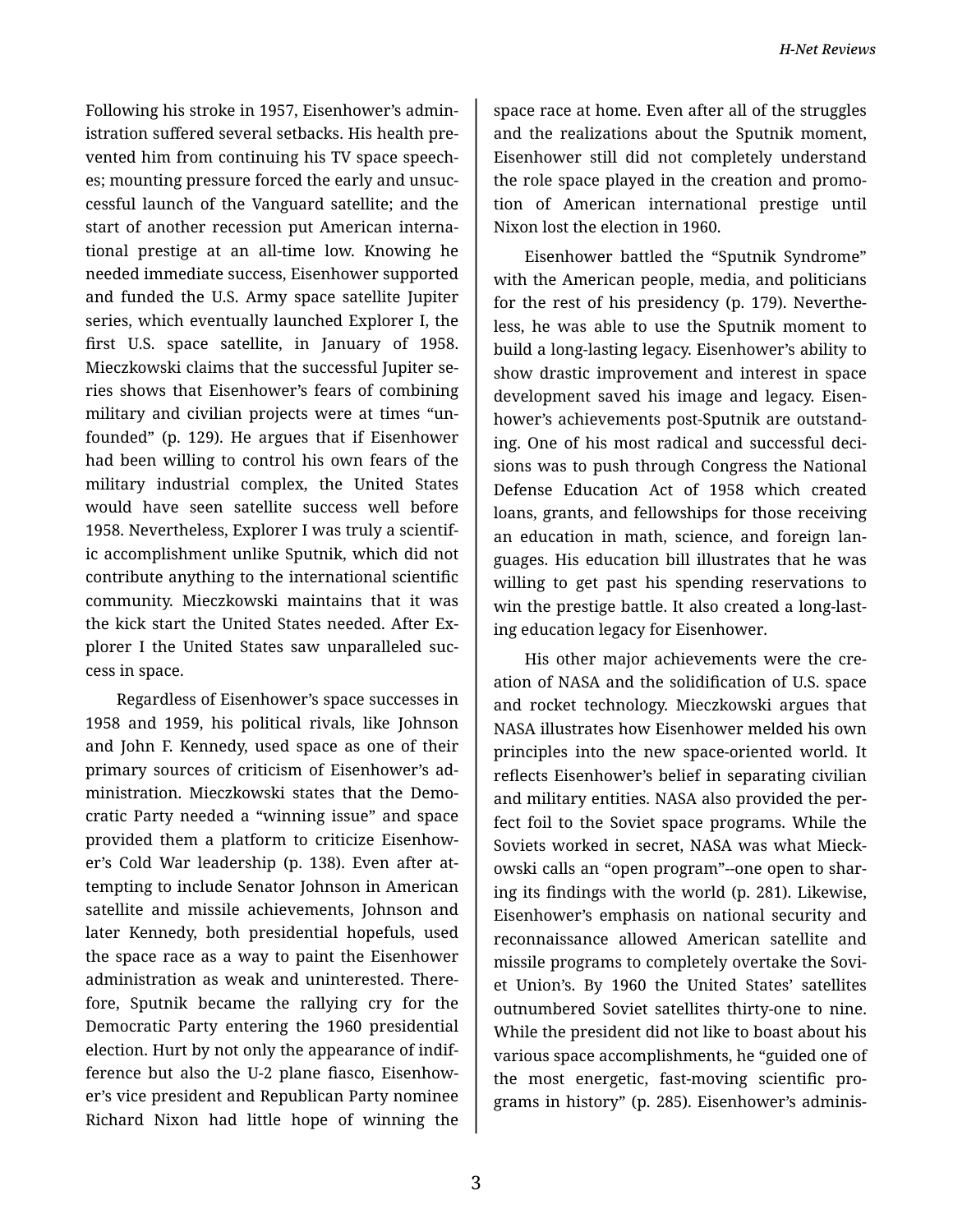Following his stroke in 1957, Eisenhower's administration suffered several setbacks. His health prevented him from continuing his TV space speeches; mounting pressure forced the early and unsuccessful launch of the Vanguard satellite; and the start of another recession put American international prestige at an all-time low. Knowing he needed immediate success, Eisenhower supported and funded the U.S. Army space satellite Jupiter series, which eventually launched Explorer I, the first U.S. space satellite, in January of 1958. Mieczkowski claims that the successful Jupiter series shows that Eisenhower's fears of combining military and civilian projects were at times "unfounded" (p. 129). He argues that if Eisenhower had been willing to control his own fears of the military industrial complex, the United States would have seen satellite success well before 1958. Nevertheless, Explorer I was truly a scientific accomplishment unlike Sputnik, which did not contribute anything to the international scientific community. Mieczkowski maintains that it was the kick start the United States needed. After Explorer I the United States saw unparalleled success in space.

Regardless of Eisenhower's space successes in 1958 and 1959, his political rivals, like Johnson and John F. Kennedy, used space as one of their primary sources of criticism of Eisenhower's administration. Mieczkowski states that the Democratic Party needed a "winning issue" and space provided them a platform to criticize Eisenhower's Cold War leadership (p. 138). Even after attempting to include Senator Johnson in American satellite and missile achievements, Johnson and later Kennedy, both presidential hopefuls, used the space race as a way to paint the Eisenhower administration as weak and uninterested. Therefore, Sputnik became the rallying cry for the Democratic Party entering the 1960 presidential election. Hurt by not only the appearance of indifference but also the U-2 plane fiasco, Eisenhower's vice president and Republican Party nominee Richard Nixon had little hope of winning the space race at home. Even after all of the struggles and the realizations about the Sputnik moment, Eisenhower still did not completely understand the role space played in the creation and promotion of American international prestige until Nixon lost the election in 1960.

Eisenhower battled the "Sputnik Syndrome" with the American people, media, and politicians for the rest of his presidency (p. 179). Nevertheless, he was able to use the Sputnik moment to build a long-lasting legacy. Eisenhower's ability to show drastic improvement and interest in space development saved his image and legacy. Eisenhower's achievements post-Sputnik are outstanding. One of his most radical and successful decisions was to push through Congress the National Defense Education Act of 1958 which created loans, grants, and fellowships for those receiving an education in math, science, and foreign languages. His education bill illustrates that he was willing to get past his spending reservations to win the prestige battle. It also created a long-lasting education legacy for Eisenhower.

His other major achievements were the creation of NASA and the solidification of U.S. space and rocket technology. Mieczkowski argues that NASA illustrates how Eisenhower melded his own principles into the new space-oriented world. It reflects Eisenhower's belief in separating civilian and military entities. NASA also provided the perfect foil to the Soviet space programs. While the Soviets worked in secret, NASA was what Mieckowski calls an "open program"--one open to sharing its findings with the world (p. 281). Likewise, Eisenhower's emphasis on national security and reconnaissance allowed American satellite and missile programs to completely overtake the Soviet Union's. By 1960 the United States' satellites outnumbered Soviet satellites thirty-one to nine. While the president did not like to boast about his various space accomplishments, he "guided one of the most energetic, fast-moving scientific programs in history" (p. 285). Eisenhower's adminis-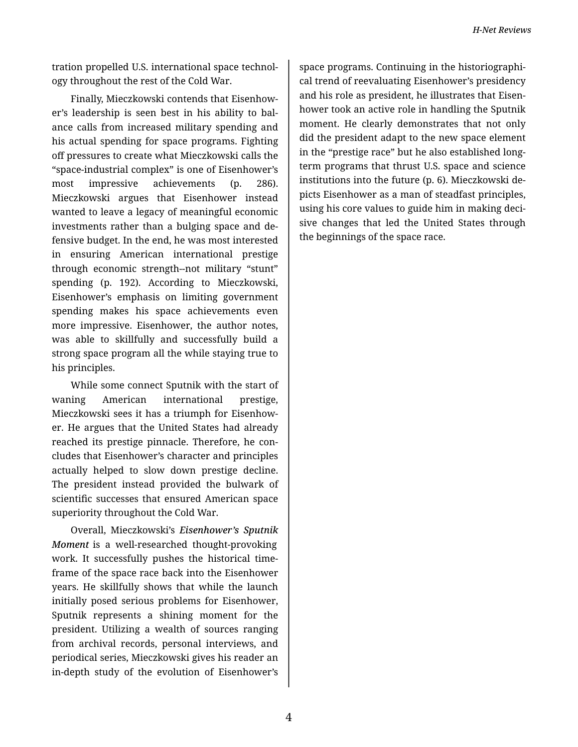tration propelled U.S. international space technology throughout the rest of the Cold War.

Finally, Mieczkowski contends that Eisenhower's leadership is seen best in his ability to balance calls from increased military spending and his actual spending for space programs. Fighting off pressures to create what Mieczkowski calls the "space-industrial complex" is one of Eisenhower's most impressive achievements (p. 286). Mieczkowski argues that Eisenhower instead wanted to leave a legacy of meaningful economic investments rather than a bulging space and defensive budget. In the end, he was most interested in ensuring American international prestige through economic strength--not military "stunt" spending (p. 192). According to Mieczkowski, Eisenhower's emphasis on limiting government spending makes his space achievements even more impressive. Eisenhower, the author notes, was able to skillfully and successfully build a strong space program all the while staying true to his principles.

While some connect Sputnik with the start of waning American international prestige, Mieczkowski sees it has a triumph for Eisenhower. He argues that the United States had already reached its prestige pinnacle. Therefore, he concludes that Eisenhower's character and principles actually helped to slow down prestige decline. The president instead provided the bulwark of scientific successes that ensured American space superiority throughout the Cold War.

Overall, Mieczkowski's ***Eisenhower's Sputnik Moment*** is a well-researched thought-provoking work. It successfully pushes the historical timeframe of the space race back into the Eisenhower years. He skillfully shows that while the launch initially posed serious problems for Eisenhower, Sputnik represents a shining moment for the president. Utilizing a wealth of sources ranging from archival records, personal interviews, and periodical series, Mieczkowski gives his reader an in-depth study of the evolution of Eisenhower's space programs. Continuing in the historiographical trend of reevaluating Eisenhower's presidency and his role as president, he illustrates that Eisenhower took an active role in handling the Sputnik moment. He clearly demonstrates that not only did the president adapt to the new space element in the "prestige race" but he also established long-term programs that thrust U.S. space and science institutions into the future (p. 6). Mieczkowski depicts Eisenhower as a man of steadfast principles, using his core values to guide him in making decisive changes that led the United States through the beginnings of the space race.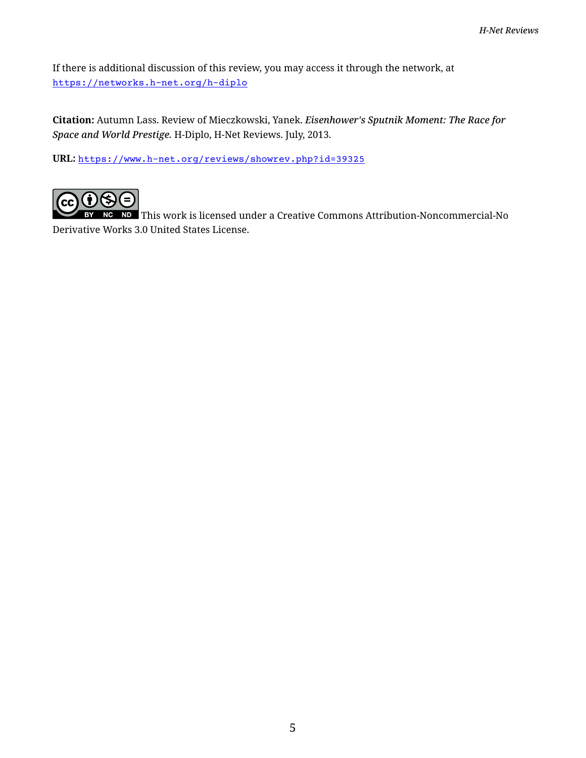If there is additional discussion of this review, you may access it through the network, at https://networks.h-net.org/h-diplo

**Citation:** Autumn Lass. Review of Mieczkowski, Yanek. ***Eisenhower's Sputnik Moment: The Race for Space and World Prestige.*** H-Diplo, H-Net Reviews. July, 2013.

**URL:** https://www.h-net.org/reviews/showrev.php?id=39325

This work is licensed under a Creative Commons Attribution-Noncommercial-No Derivative Works 3.0 United States License.